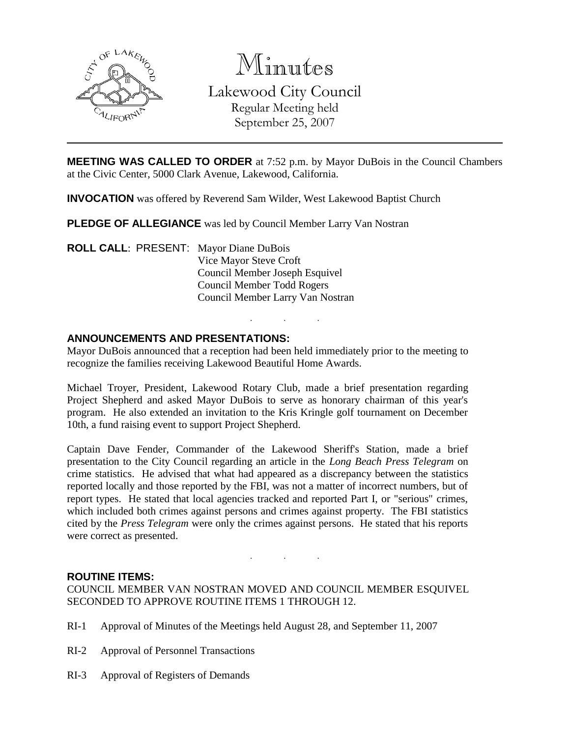# Minutes

## Lakewood City Council

Regular Meeting held
September 25, 2007

---

**MEETING WAS CALLED TO ORDER** at 7:52 p.m. by Mayor DuBois in the Council Chambers at the Civic Center, 5000 Clark Avenue, Lakewood, California.

**INVOCATION** was offered by Reverend Sam Wilder, West Lakewood Baptist Church

**PLEDGE OF ALLEGIANCE** was led by Council Member Larry Van Nostran

**ROLL CALL**: PRESENT: Mayor Diane DuBois
Vice Mayor Steve Croft
Council Member Joseph Esquivel
Council Member Todd Rogers
Council Member Larry Van Nostran

. . .

**ANNOUNCEMENTS AND PRESENTATIONS:**

Mayor DuBois announced that a reception had been held immediately prior to the meeting to recognize the families receiving Lakewood Beautiful Home Awards.

Michael Troyer, President, Lakewood Rotary Club, made a brief presentation regarding Project Shepherd and asked Mayor DuBois to serve as honorary chairman of this year's program. He also extended an invitation to the Kris Kringle golf tournament on December 10th, a fund raising event to support Project Shepherd.

Captain Dave Fender, Commander of the Lakewood Sheriff's Station, made a brief presentation to the City Council regarding an article in the *Long Beach Press Telegram* on crime statistics. He advised that what had appeared as a discrepancy between the statistics reported locally and those reported by the FBI, was not a matter of incorrect numbers, but of report types. He stated that local agencies tracked and reported Part I, or "serious" crimes, which included both crimes against persons and crimes against property. The FBI statistics cited by the *Press Telegram* were only the crimes against persons. He stated that his reports were correct as presented.

. . .

**ROUTINE ITEMS:**

COUNCIL MEMBER VAN NOSTRAN MOVED AND COUNCIL MEMBER ESQUIVEL SECONDED TO APPROVE ROUTINE ITEMS 1 THROUGH 12.

RI-1 Approval of Minutes of the Meetings held August 28, and September 11, 2007

RI-2 Approval of Personnel Transactions

RI-3 Approval of Registers of Demands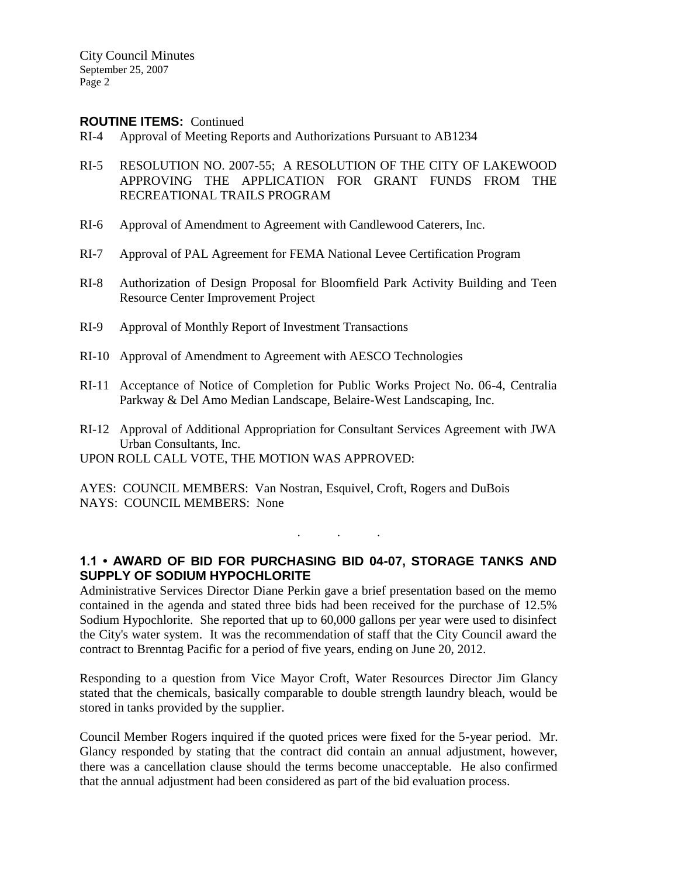**ROUTINE ITEMS:** Continued

RI-4 Approval of Meeting Reports and Authorizations Pursuant to AB1234

RI-5 RESOLUTION NO. 2007-55; A RESOLUTION OF THE CITY OF LAKEWOOD APPROVING THE APPLICATION FOR GRANT FUNDS FROM THE RECREATIONAL TRAILS PROGRAM

RI-6 Approval of Amendment to Agreement with Candlewood Caterers, Inc.

RI-7 Approval of PAL Agreement for FEMA National Levee Certification Program

RI-8 Authorization of Design Proposal for Bloomfield Park Activity Building and Teen Resource Center Improvement Project

RI-9 Approval of Monthly Report of Investment Transactions

RI-10 Approval of Amendment to Agreement with AESCO Technologies

RI-11 Acceptance of Notice of Completion for Public Works Project No. 06-4, Centralia Parkway & Del Amo Median Landscape, Belaire-West Landscaping, Inc.

RI-12 Approval of Additional Appropriation for Consultant Services Agreement with JWA Urban Consultants, Inc.

UPON ROLL CALL VOTE, THE MOTION WAS APPROVED:

AYES: COUNCIL MEMBERS: Van Nostran, Esquivel, Croft, Rogers and DuBois
NAYS: COUNCIL MEMBERS: None

. . .

**1.1 • AWARD OF BID FOR PURCHASING BID 04-07, STORAGE TANKS AND SUPPLY OF SODIUM HYPOCHLORITE**

Administrative Services Director Diane Perkin gave a brief presentation based on the memo contained in the agenda and stated three bids had been received for the purchase of 12.5% Sodium Hypochlorite. She reported that up to 60,000 gallons per year were used to disinfect the City's water system. It was the recommendation of staff that the City Council award the contract to Brenntag Pacific for a period of five years, ending on June 20, 2012.

Responding to a question from Vice Mayor Croft, Water Resources Director Jim Glancy stated that the chemicals, basically comparable to double strength laundry bleach, would be stored in tanks provided by the supplier.

Council Member Rogers inquired if the quoted prices were fixed for the 5-year period. Mr. Glancy responded by stating that the contract did contain an annual adjustment, however, there was a cancellation clause should the terms become unacceptable. He also confirmed that the annual adjustment had been considered as part of the bid evaluation process.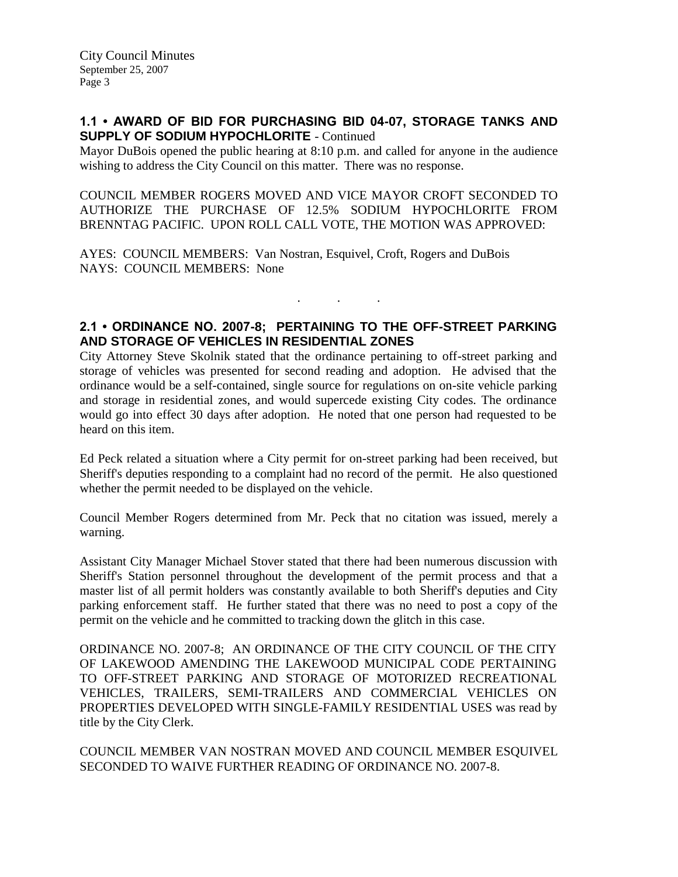## 1.1 • AWARD OF BID FOR PURCHASING BID 04-07, STORAGE TANKS AND SUPPLY OF SODIUM HYPOCHLORITE - Continued

Mayor DuBois opened the public hearing at 8:10 p.m. and called for anyone in the audience wishing to address the City Council on this matter. There was no response.

COUNCIL MEMBER ROGERS MOVED AND VICE MAYOR CROFT SECONDED TO AUTHORIZE THE PURCHASE OF 12.5% SODIUM HYPOCHLORITE FROM BRENNTAG PACIFIC. UPON ROLL CALL VOTE, THE MOTION WAS APPROVED:

AYES: COUNCIL MEMBERS: Van Nostran, Esquivel, Croft, Rogers and DuBois
NAYS: COUNCIL MEMBERS: None

. . .

## 2.1 • ORDINANCE NO. 2007-8; PERTAINING TO THE OFF-STREET PARKING AND STORAGE OF VEHICLES IN RESIDENTIAL ZONES

City Attorney Steve Skolnik stated that the ordinance pertaining to off-street parking and storage of vehicles was presented for second reading and adoption. He advised that the ordinance would be a self-contained, single source for regulations on on-site vehicle parking and storage in residential zones, and would supercede existing City codes. The ordinance would go into effect 30 days after adoption. He noted that one person had requested to be heard on this item.

Ed Peck related a situation where a City permit for on-street parking had been received, but Sheriff's deputies responding to a complaint had no record of the permit. He also questioned whether the permit needed to be displayed on the vehicle.

Council Member Rogers determined from Mr. Peck that no citation was issued, merely a warning.

Assistant City Manager Michael Stover stated that there had been numerous discussion with Sheriff's Station personnel throughout the development of the permit process and that a master list of all permit holders was constantly available to both Sheriff's deputies and City parking enforcement staff. He further stated that there was no need to post a copy of the permit on the vehicle and he committed to tracking down the glitch in this case.

ORDINANCE NO. 2007-8; AN ORDINANCE OF THE CITY COUNCIL OF THE CITY OF LAKEWOOD AMENDING THE LAKEWOOD MUNICIPAL CODE PERTAINING TO OFF-STREET PARKING AND STORAGE OF MOTORIZED RECREATIONAL VEHICLES, TRAILERS, SEMI-TRAILERS AND COMMERCIAL VEHICLES ON PROPERTIES DEVELOPED WITH SINGLE-FAMILY RESIDENTIAL USES was read by title by the City Clerk.

COUNCIL MEMBER VAN NOSTRAN MOVED AND COUNCIL MEMBER ESQUIVEL SECONDED TO WAIVE FURTHER READING OF ORDINANCE NO. 2007-8.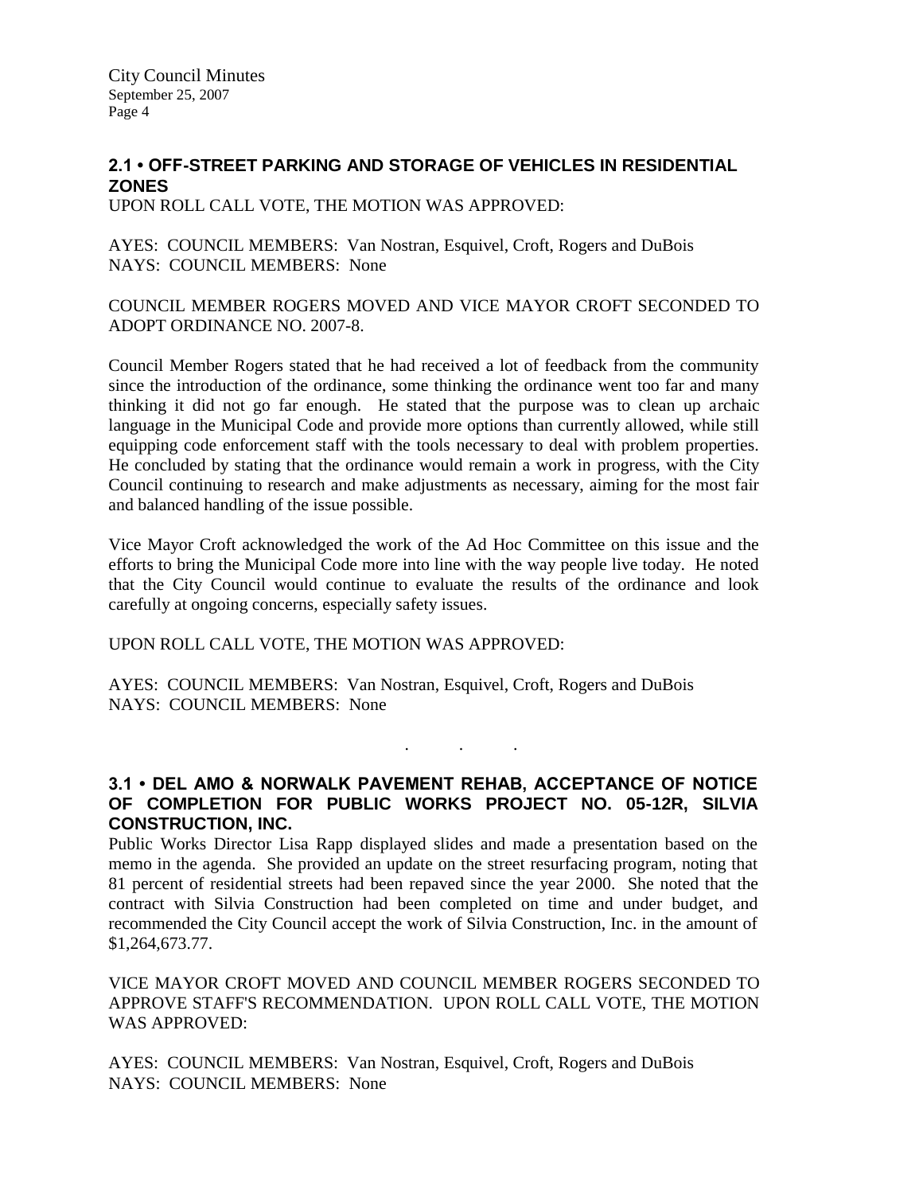## 2.1 • OFF-STREET PARKING AND STORAGE OF VEHICLES IN RESIDENTIAL ZONES

UPON ROLL CALL VOTE, THE MOTION WAS APPROVED:

AYES: COUNCIL MEMBERS: Van Nostran, Esquivel, Croft, Rogers and DuBois
NAYS: COUNCIL MEMBERS: None

COUNCIL MEMBER ROGERS MOVED AND VICE MAYOR CROFT SECONDED TO ADOPT ORDINANCE NO. 2007-8.

Council Member Rogers stated that he had received a lot of feedback from the community since the introduction of the ordinance, some thinking the ordinance went too far and many thinking it did not go far enough. He stated that the purpose was to clean up archaic language in the Municipal Code and provide more options than currently allowed, while still equipping code enforcement staff with the tools necessary to deal with problem properties. He concluded by stating that the ordinance would remain a work in progress, with the City Council continuing to research and make adjustments as necessary, aiming for the most fair and balanced handling of the issue possible.

Vice Mayor Croft acknowledged the work of the Ad Hoc Committee on this issue and the efforts to bring the Municipal Code more into line with the way people live today. He noted that the City Council would continue to evaluate the results of the ordinance and look carefully at ongoing concerns, especially safety issues.

UPON ROLL CALL VOTE, THE MOTION WAS APPROVED:

AYES: COUNCIL MEMBERS: Van Nostran, Esquivel, Croft, Rogers and DuBois
NAYS: COUNCIL MEMBERS: None

. . .

## 3.1 • DEL AMO & NORWALK PAVEMENT REHAB, ACCEPTANCE OF NOTICE OF COMPLETION FOR PUBLIC WORKS PROJECT NO. 05-12R, SILVIA CONSTRUCTION, INC.

Public Works Director Lisa Rapp displayed slides and made a presentation based on the memo in the agenda. She provided an update on the street resurfacing program, noting that 81 percent of residential streets had been repaved since the year 2000. She noted that the contract with Silvia Construction had been completed on time and under budget, and recommended the City Council accept the work of Silvia Construction, Inc. in the amount of $1,264,673.77.

VICE MAYOR CROFT MOVED AND COUNCIL MEMBER ROGERS SECONDED TO APPROVE STAFF'S RECOMMENDATION. UPON ROLL CALL VOTE, THE MOTION WAS APPROVED:

AYES: COUNCIL MEMBERS: Van Nostran, Esquivel, Croft, Rogers and DuBois
NAYS: COUNCIL MEMBERS: None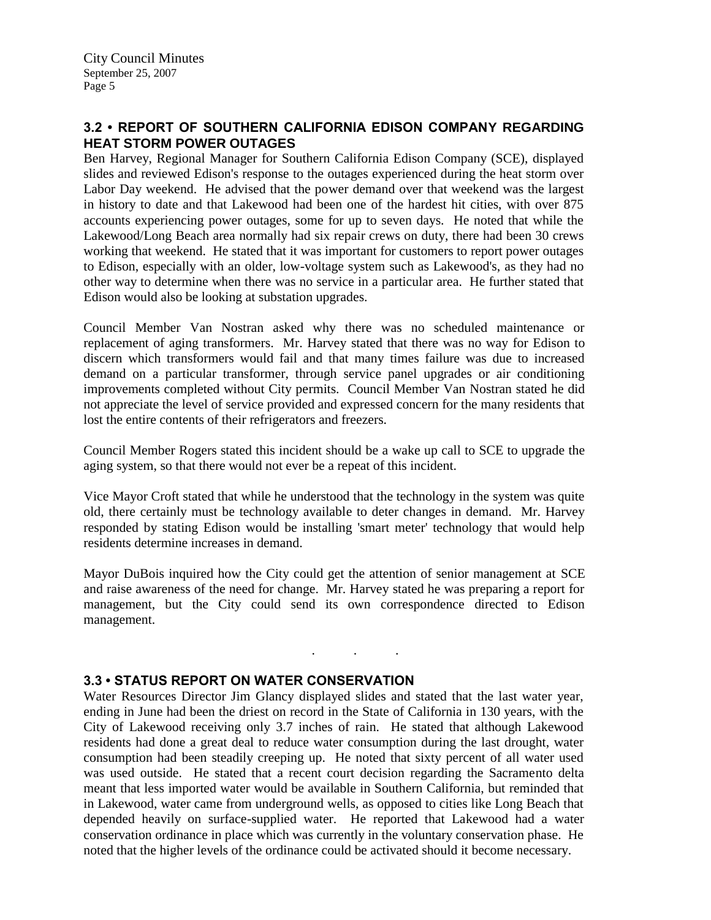## 3.2 • REPORT OF SOUTHERN CALIFORNIA EDISON COMPANY REGARDING HEAT STORM POWER OUTAGES

Ben Harvey, Regional Manager for Southern California Edison Company (SCE), displayed slides and reviewed Edison's response to the outages experienced during the heat storm over Labor Day weekend. He advised that the power demand over that weekend was the largest in history to date and that Lakewood had been one of the hardest hit cities, with over 875 accounts experiencing power outages, some for up to seven days. He noted that while the Lakewood/Long Beach area normally had six repair crews on duty, there had been 30 crews working that weekend. He stated that it was important for customers to report power outages to Edison, especially with an older, low-voltage system such as Lakewood's, as they had no other way to determine when there was no service in a particular area. He further stated that Edison would also be looking at substation upgrades.

Council Member Van Nostran asked why there was no scheduled maintenance or replacement of aging transformers. Mr. Harvey stated that there was no way for Edison to discern which transformers would fail and that many times failure was due to increased demand on a particular transformer, through service panel upgrades or air conditioning improvements completed without City permits. Council Member Van Nostran stated he did not appreciate the level of service provided and expressed concern for the many residents that lost the entire contents of their refrigerators and freezers.

Council Member Rogers stated this incident should be a wake up call to SCE to upgrade the aging system, so that there would not ever be a repeat of this incident.

Vice Mayor Croft stated that while he understood that the technology in the system was quite old, there certainly must be technology available to deter changes in demand. Mr. Harvey responded by stating Edison would be installing 'smart meter' technology that would help residents determine increases in demand.

Mayor DuBois inquired how the City could get the attention of senior management at SCE and raise awareness of the need for change. Mr. Harvey stated he was preparing a report for management, but the City could send its own correspondence directed to Edison management.

. . .

## 3.3 • STATUS REPORT ON WATER CONSERVATION

Water Resources Director Jim Glancy displayed slides and stated that the last water year, ending in June had been the driest on record in the State of California in 130 years, with the City of Lakewood receiving only 3.7 inches of rain. He stated that although Lakewood residents had done a great deal to reduce water consumption during the last drought, water consumption had been steadily creeping up. He noted that sixty percent of all water used was used outside. He stated that a recent court decision regarding the Sacramento delta meant that less imported water would be available in Southern California, but reminded that in Lakewood, water came from underground wells, as opposed to cities like Long Beach that depended heavily on surface-supplied water. He reported that Lakewood had a water conservation ordinance in place which was currently in the voluntary conservation phase. He noted that the higher levels of the ordinance could be activated should it become necessary.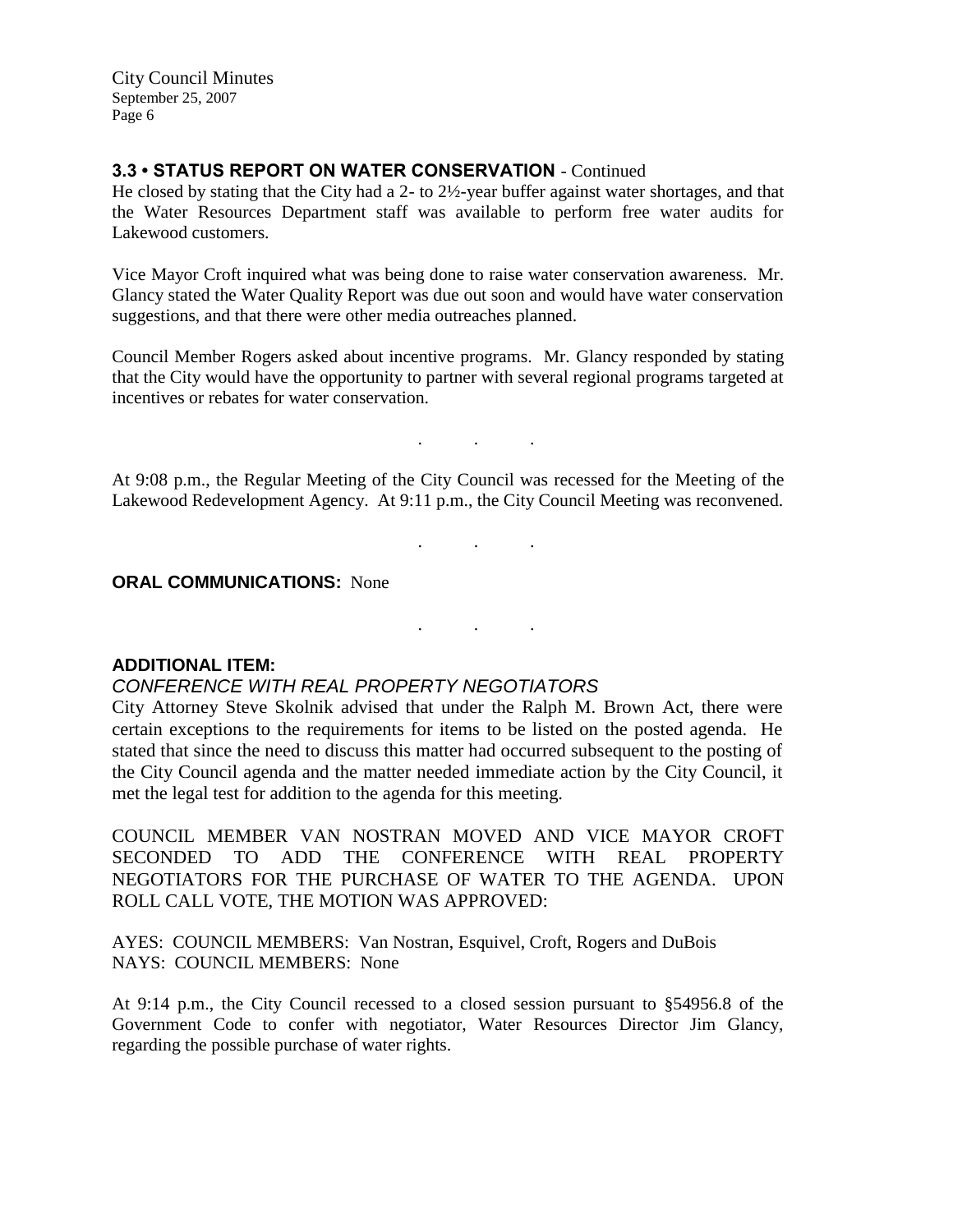### 3.3 • STATUS REPORT ON WATER CONSERVATION - Continued

He closed by stating that the City had a 2- to 2½-year buffer against water shortages, and that the Water Resources Department staff was available to perform free water audits for Lakewood customers.

Vice Mayor Croft inquired what was being done to raise water conservation awareness. Mr. Glancy stated the Water Quality Report was due out soon and would have water conservation suggestions, and that there were other media outreaches planned.

Council Member Rogers asked about incentive programs. Mr. Glancy responded by stating that the City would have the opportunity to partner with several regional programs targeted at incentives or rebates for water conservation.

. . .

At 9:08 p.m., the Regular Meeting of the City Council was recessed for the Meeting of the Lakewood Redevelopment Agency. At 9:11 p.m., the City Council Meeting was reconvened.

. . .

**ORAL COMMUNICATIONS:** None

. . .

**ADDITIONAL ITEM:**

*CONFERENCE WITH REAL PROPERTY NEGOTIATORS*

City Attorney Steve Skolnik advised that under the Ralph M. Brown Act, there were certain exceptions to the requirements for items to be listed on the posted agenda. He stated that since the need to discuss this matter had occurred subsequent to the posting of the City Council agenda and the matter needed immediate action by the City Council, it met the legal test for addition to the agenda for this meeting.

COUNCIL MEMBER VAN NOSTRAN MOVED AND VICE MAYOR CROFT SECONDED TO ADD THE CONFERENCE WITH REAL PROPERTY NEGOTIATORS FOR THE PURCHASE OF WATER TO THE AGENDA. UPON ROLL CALL VOTE, THE MOTION WAS APPROVED:

AYES: COUNCIL MEMBERS: Van Nostran, Esquivel, Croft, Rogers and DuBois
NAYS: COUNCIL MEMBERS: None

At 9:14 p.m., the City Council recessed to a closed session pursuant to §54956.8 of the Government Code to confer with negotiator, Water Resources Director Jim Glancy, regarding the possible purchase of water rights.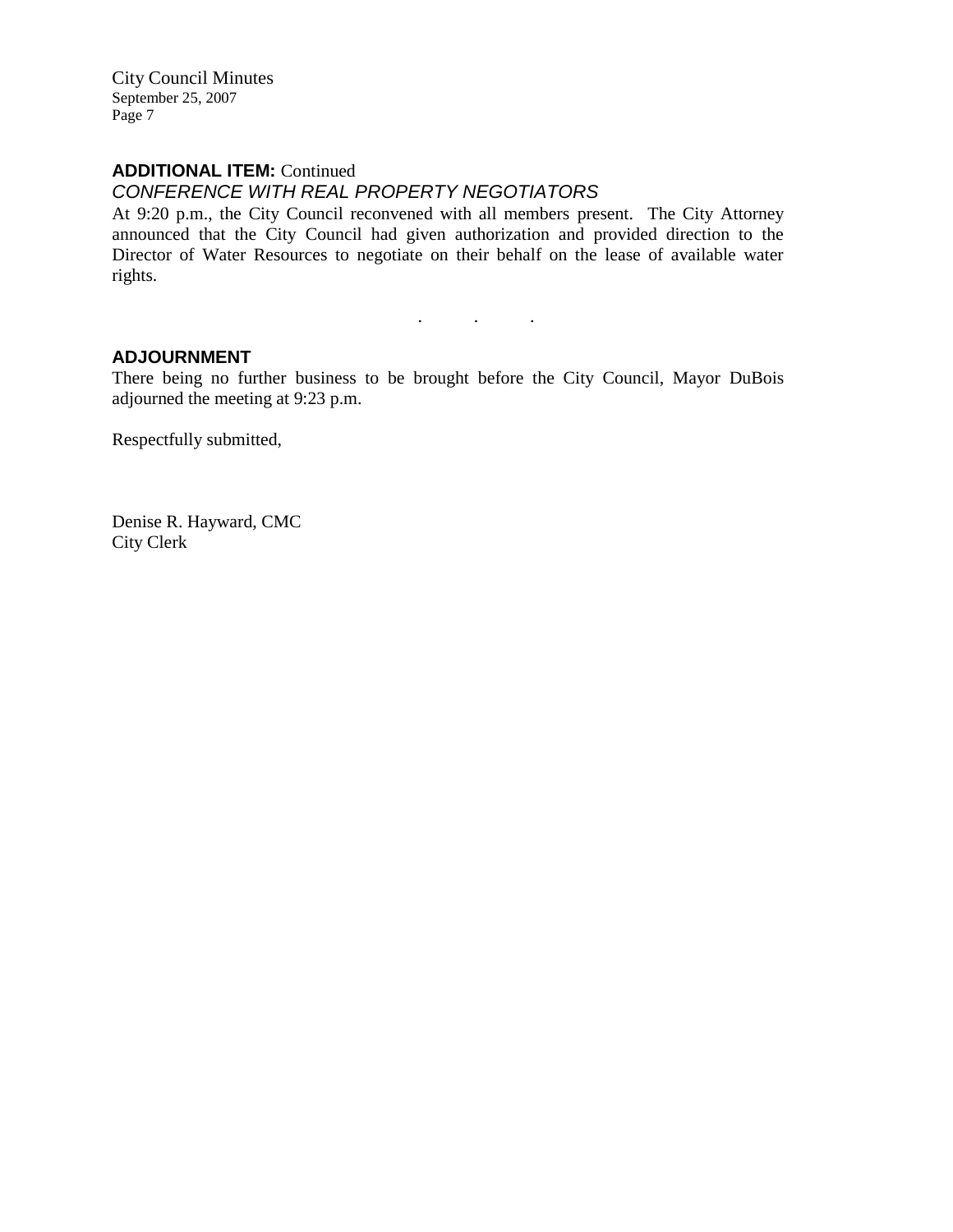**ADDITIONAL ITEM:** Continued

*CONFERENCE WITH REAL PROPERTY NEGOTIATORS*

At 9:20 p.m., the City Council reconvened with all members present. The City Attorney announced that the City Council had given authorization and provided direction to the Director of Water Resources to negotiate on their behalf on the lease of available water rights.

. . .

**ADJOURNMENT**

There being no further business to be brought before the City Council, Mayor DuBois adjourned the meeting at 9:23 p.m.

Respectfully submitted,

Denise R. Hayward, CMC
City Clerk